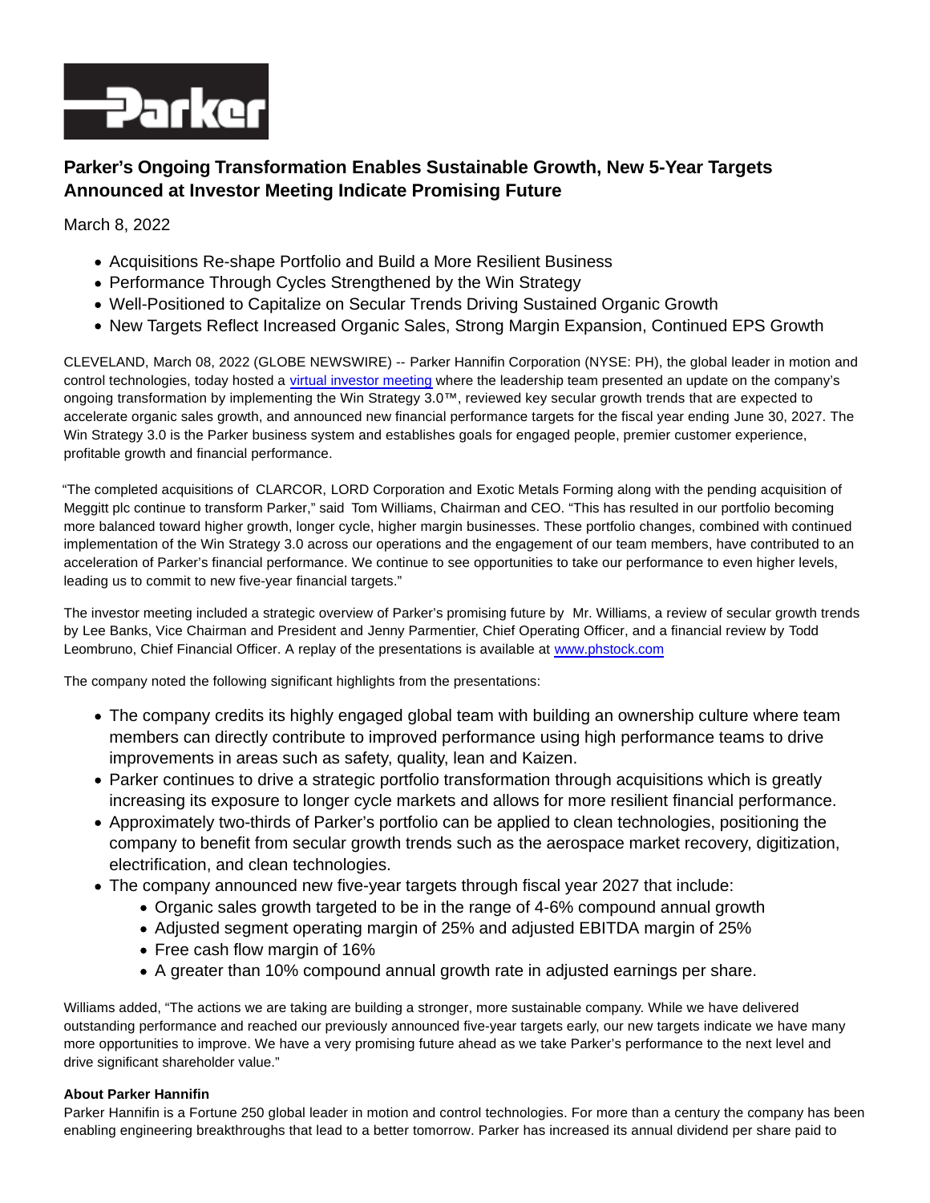# Parker's Ongoing Transformation Enables Sustainable Growth, New 5-Year Targets Announced at Investor Meeting Indicate Promising Future

March 8, 2022

- Acquisitions Re-shape Portfolio and Build a More Resilient Business
- Performance Through Cycles Strengthened by the Win Strategy
- Well-Positioned to Capitalize on Secular Trends Driving Sustained Organic Growth
- New Targets Reflect Increased Organic Sales, Strong Margin Expansion, Continued EPS Growth

CLEVELAND, March 08, 2022 (GLOBE NEWSWIRE) -- Parker Hannifin Corporation (NYSE: PH), the global leader in motion and control technologies, today hosted a virtual investor meeting where the leadership team presented an update on the company's ongoing transformation by implementing the Win Strategy 3.0™, reviewed key secular growth trends that are expected to accelerate organic sales growth, and announced new financial performance targets for the fiscal year ending June 30, 2027. The Win Strategy 3.0 is the Parker business system and establishes goals for engaged people, premier customer experience, profitable growth and financial performance.

"The completed acquisitions of CLARCOR, LORD Corporation and Exotic Metals Forming along with the pending acquisition of Meggitt plc continue to transform Parker," said Tom Williams, Chairman and CEO. "This has resulted in our portfolio becoming more balanced toward higher growth, longer cycle, higher margin businesses. These portfolio changes, combined with continued implementation of the Win Strategy 3.0 across our operations and the engagement of our team members, have contributed to an acceleration of Parker's financial performance. We continue to see opportunities to take our performance to even higher levels, leading us to commit to new five-year financial targets."

The investor meeting included a strategic overview of Parker's promising future by Mr. Williams, a review of secular growth trends by Lee Banks, Vice Chairman and President and Jenny Parmentier, Chief Operating Officer, and a financial review by Todd Leombruno, Chief Financial Officer. A replay of the presentations is available at www.phstock.com

The company noted the following significant highlights from the presentations:

- The company credits its highly engaged global team with building an ownership culture where team members can directly contribute to improved performance using high performance teams to drive improvements in areas such as safety, quality, lean and Kaizen.
- Parker continues to drive a strategic portfolio transformation through acquisitions which is greatly increasing its exposure to longer cycle markets and allows for more resilient financial performance.
- Approximately two-thirds of Parker's portfolio can be applied to clean technologies, positioning the company to benefit from secular growth trends such as the aerospace market recovery, digitization, electrification, and clean technologies.
- The company announced new five-year targets through fiscal year 2027 that include:
  - Organic sales growth targeted to be in the range of 4-6% compound annual growth
  - Adjusted segment operating margin of 25% and adjusted EBITDA margin of 25%
  - Free cash flow margin of 16%
  - A greater than 10% compound annual growth rate in adjusted earnings per share.

Williams added, "The actions we are taking are building a stronger, more sustainable company. While we have delivered outstanding performance and reached our previously announced five-year targets early, our new targets indicate we have many more opportunities to improve. We have a very promising future ahead as we take Parker's performance to the next level and drive significant shareholder value."

**About Parker Hannifin**

Parker Hannifin is a Fortune 250 global leader in motion and control technologies. For more than a century the company has been enabling engineering breakthroughs that lead to a better tomorrow. Parker has increased its annual dividend per share paid to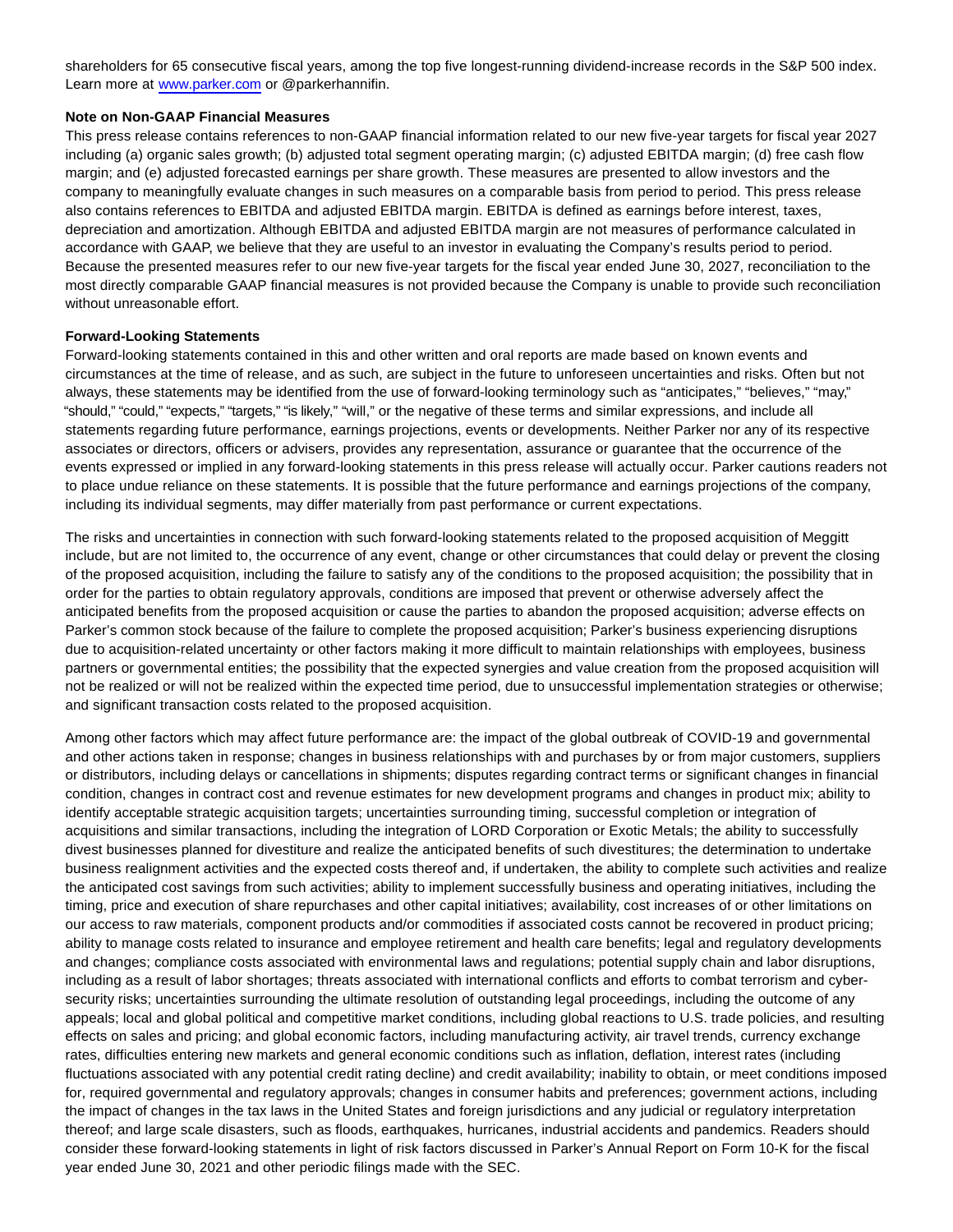shareholders for 65 consecutive fiscal years, among the top five longest-running dividend-increase records in the S&P 500 index. Learn more at www.parker.com or @parkerhannifin.

**Note on Non-GAAP Financial Measures**

This press release contains references to non-GAAP financial information related to our new five-year targets for fiscal year 2027 including (a) organic sales growth; (b) adjusted total segment operating margin; (c) adjusted EBITDA margin; (d) free cash flow margin; and (e) adjusted forecasted earnings per share growth. These measures are presented to allow investors and the company to meaningfully evaluate changes in such measures on a comparable basis from period to period. This press release also contains references to EBITDA and adjusted EBITDA margin. EBITDA is defined as earnings before interest, taxes, depreciation and amortization. Although EBITDA and adjusted EBITDA margin are not measures of performance calculated in accordance with GAAP, we believe that they are useful to an investor in evaluating the Company's results period to period. Because the presented measures refer to our new five-year targets for the fiscal year ended June 30, 2027, reconciliation to the most directly comparable GAAP financial measures is not provided because the Company is unable to provide such reconciliation without unreasonable effort.

**Forward-Looking Statements**

Forward-looking statements contained in this and other written and oral reports are made based on known events and circumstances at the time of release, and as such, are subject in the future to unforeseen uncertainties and risks. Often but not always, these statements may be identified from the use of forward-looking terminology such as "anticipates," "believes," "may," "should," "could," "expects," "targets," "is likely," "will," or the negative of these terms and similar expressions, and include all statements regarding future performance, earnings projections, events or developments. Neither Parker nor any of its respective associates or directors, officers or advisers, provides any representation, assurance or guarantee that the occurrence of the events expressed or implied in any forward-looking statements in this press release will actually occur. Parker cautions readers not to place undue reliance on these statements. It is possible that the future performance and earnings projections of the company, including its individual segments, may differ materially from past performance or current expectations.

The risks and uncertainties in connection with such forward-looking statements related to the proposed acquisition of Meggitt include, but are not limited to, the occurrence of any event, change or other circumstances that could delay or prevent the closing of the proposed acquisition, including the failure to satisfy any of the conditions to the proposed acquisition; the possibility that in order for the parties to obtain regulatory approvals, conditions are imposed that prevent or otherwise adversely affect the anticipated benefits from the proposed acquisition or cause the parties to abandon the proposed acquisition; adverse effects on Parker's common stock because of the failure to complete the proposed acquisition; Parker's business experiencing disruptions due to acquisition-related uncertainty or other factors making it more difficult to maintain relationships with employees, business partners or governmental entities; the possibility that the expected synergies and value creation from the proposed acquisition will not be realized or will not be realized within the expected time period, due to unsuccessful implementation strategies or otherwise; and significant transaction costs related to the proposed acquisition.

Among other factors which may affect future performance are: the impact of the global outbreak of COVID-19 and governmental and other actions taken in response; changes in business relationships with and purchases by or from major customers, suppliers or distributors, including delays or cancellations in shipments; disputes regarding contract terms or significant changes in financial condition, changes in contract cost and revenue estimates for new development programs and changes in product mix; ability to identify acceptable strategic acquisition targets; uncertainties surrounding timing, successful completion or integration of acquisitions and similar transactions, including the integration of LORD Corporation or Exotic Metals; the ability to successfully divest businesses planned for divestiture and realize the anticipated benefits of such divestitures; the determination to undertake business realignment activities and the expected costs thereof and, if undertaken, the ability to complete such activities and realize the anticipated cost savings from such activities; ability to implement successfully business and operating initiatives, including the timing, price and execution of share repurchases and other capital initiatives; availability, cost increases of or other limitations on our access to raw materials, component products and/or commodities if associated costs cannot be recovered in product pricing; ability to manage costs related to insurance and employee retirement and health care benefits; legal and regulatory developments and changes; compliance costs associated with environmental laws and regulations; potential supply chain and labor disruptions, including as a result of labor shortages; threats associated with international conflicts and efforts to combat terrorism and cyber-security risks; uncertainties surrounding the ultimate resolution of outstanding legal proceedings, including the outcome of any appeals; local and global political and competitive market conditions, including global reactions to U.S. trade policies, and resulting effects on sales and pricing; and global economic factors, including manufacturing activity, air travel trends, currency exchange rates, difficulties entering new markets and general economic conditions such as inflation, deflation, interest rates (including fluctuations associated with any potential credit rating decline) and credit availability; inability to obtain, or meet conditions imposed for, required governmental and regulatory approvals; changes in consumer habits and preferences; government actions, including the impact of changes in the tax laws in the United States and foreign jurisdictions and any judicial or regulatory interpretation thereof; and large scale disasters, such as floods, earthquakes, hurricanes, industrial accidents and pandemics. Readers should consider these forward-looking statements in light of risk factors discussed in Parker's Annual Report on Form 10-K for the fiscal year ended June 30, 2021 and other periodic filings made with the SEC.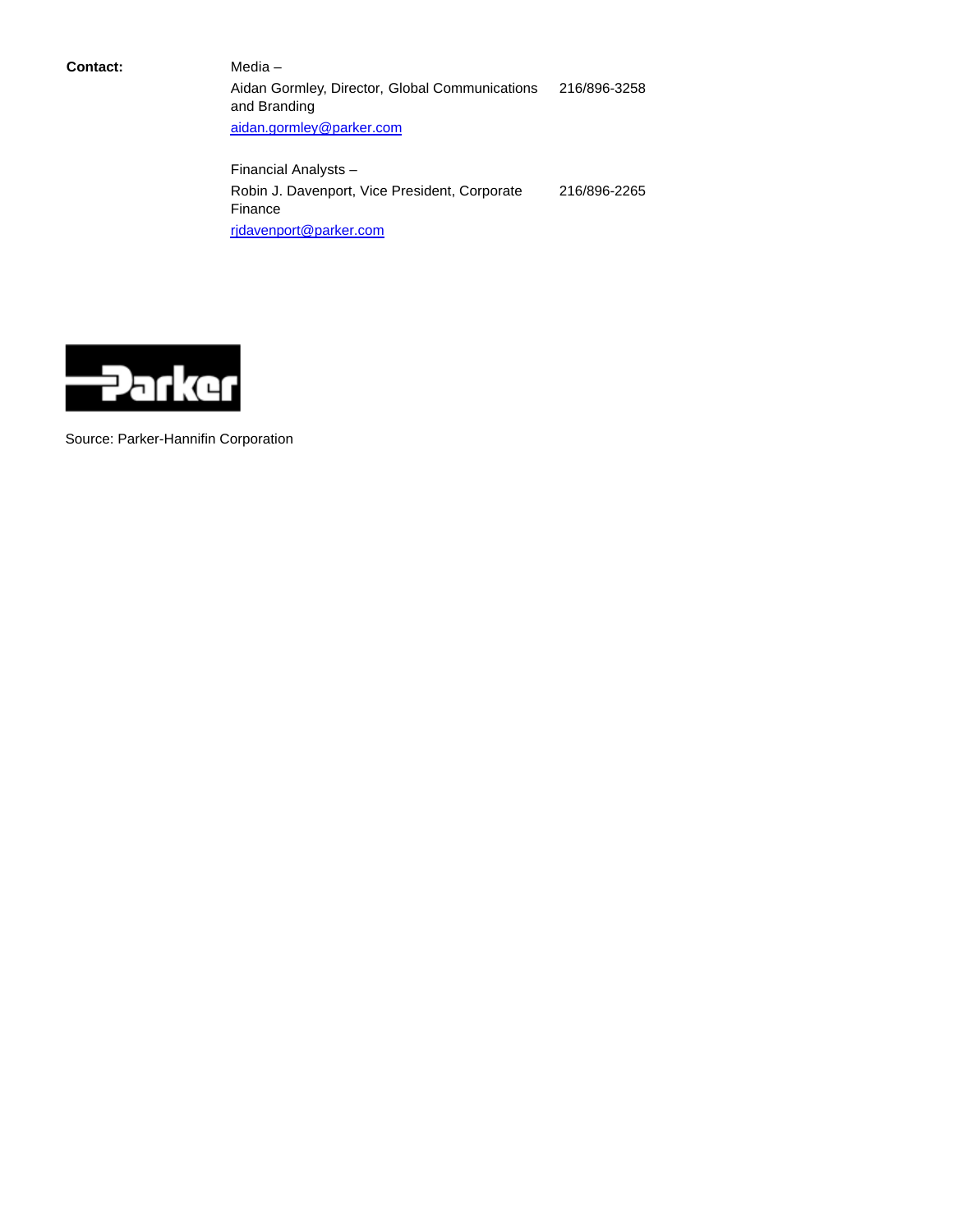**Contact:**

Media –
Aidan Gormley, Director, Global Communications and Branding 216/896-3258
aidan.gormley@parker.com

Financial Analysts –
Robin J. Davenport, Vice President, Corporate Finance 216/896-2265
rjdavenport@parker.com

Parker

Source: Parker-Hannifin Corporation